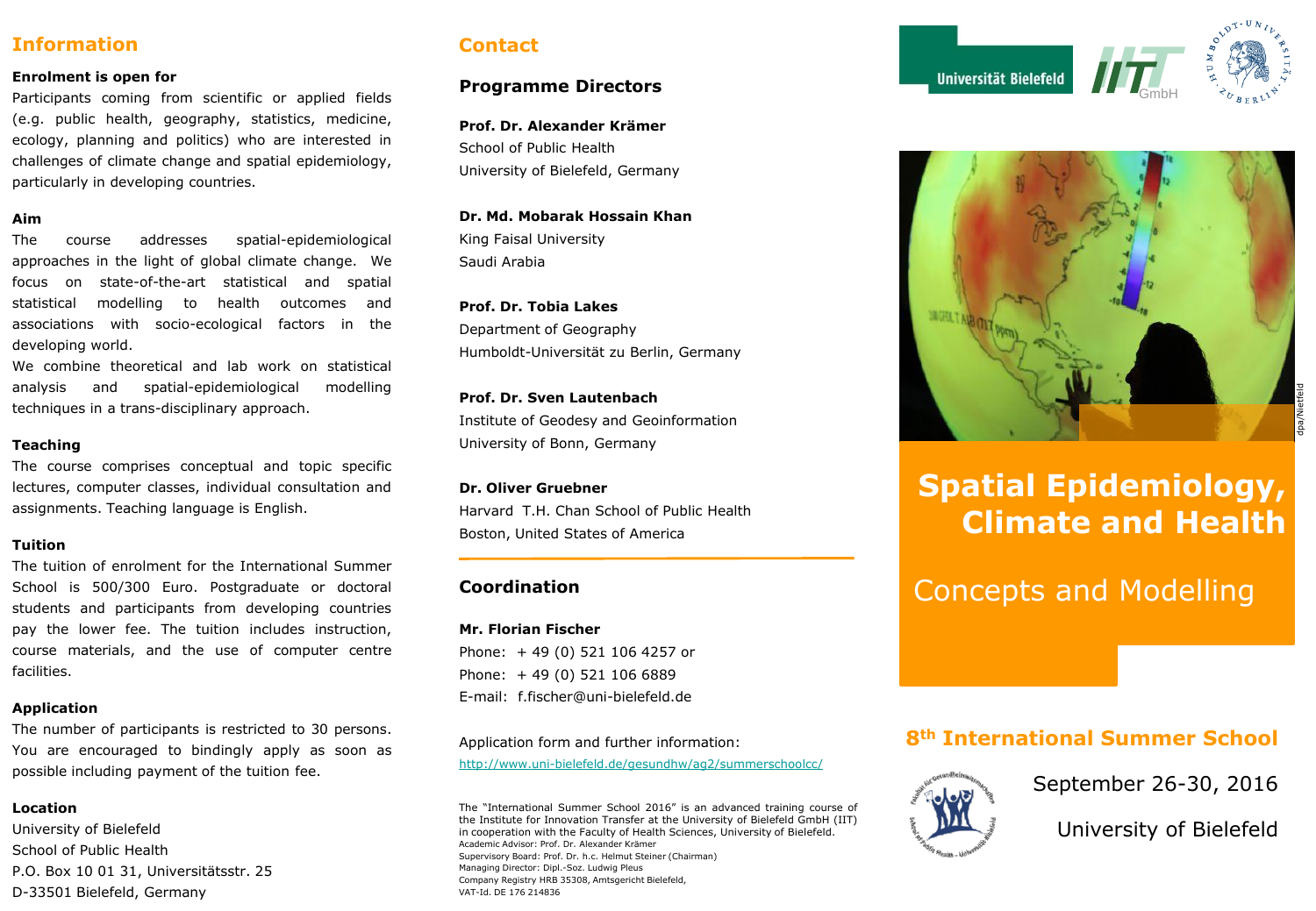## Information

**Enrolment is open for**

Participants coming from scientific or applied fields (e.g. public health, geography, statistics, medicine, ecology, planning and politics) who are interested in challenges of climate change and spatial epidemiology, particularly in developing countries.

**Aim**

The course addresses spatial-epidemiological approaches in the light of global climate change. We focus on state-of-the-art statistical and spatial statistical modelling to health outcomes and associations with socio-ecological factors in the developing world.

We combine theoretical and lab work on statistical analysis and spatial-epidemiological modelling techniques in a trans-disciplinary approach.

**Teaching**

The course comprises conceptual and topic specific lectures, computer classes, individual consultation and assignments. Teaching language is English.

**Tuition**

The tuition of enrolment for the International Summer School is 500/300 Euro. Postgraduate or doctoral students and participants from developing countries pay the lower fee. The tuition includes instruction, course materials, and the use of computer centre facilities.

**Application**

The number of participants is restricted to 30 persons. You are encouraged to bindingly apply as soon as possible including payment of the tuition fee.

**Location**

University of Bielefeld
School of Public Health
P.O. Box 10 01 31, Universitätsstr. 25
D-33501 Bielefeld, Germany

## Contact

### Programme Directors

**Prof. Dr. Alexander Krämer**
School of Public Health
University of Bielefeld, Germany

**Dr. Md. Mobarak Hossain Khan**
King Faisal University
Saudi Arabia

**Prof. Dr. Tobia Lakes**
Department of Geography
Humboldt-Universität zu Berlin, Germany

**Prof. Dr. Sven Lautenbach**
Institute of Geodesy and Geoinformation
University of Bonn, Germany

**Dr. Oliver Gruebner**
Harvard T.H. Chan School of Public Health
Boston, United States of America

### Coordination

**Mr. Florian Fischer**
Phone: + 49 (0) 521 106 4257 or
Phone: + 49 (0) 521 106 6889
E-mail: f.fischer@uni-bielefeld.de

Application form and further information:
http://www.uni-bielefeld.de/gesundhw/ag2/summerschoolcc/

The "International Summer School 2016" is an advanced training course of the Institute for Innovation Transfer at the University of Bielefeld GmbH (IIT) in cooperation with the Faculty of Health Sciences, University of Bielefeld.
Academic Advisor: Prof. Dr. Alexander Krämer
Supervisory Board: Prof. Dr. h.c. Helmut Steiner (Chairman)
Managing Director: Dipl.-Soz. Ludwig Pleus
Company Registry HRB 35308, Amtsgericht Bielefeld,
VAT-Id. DE 176 214836

Universität Bielefeld | IIT GmbH | Humboldt-Universität zu Berlin

dpa/Nietfeld

# Spatial Epidemiology, Climate and Health

## Concepts and Modelling

### 8th International Summer School

September 26-30, 2016

University of Bielefeld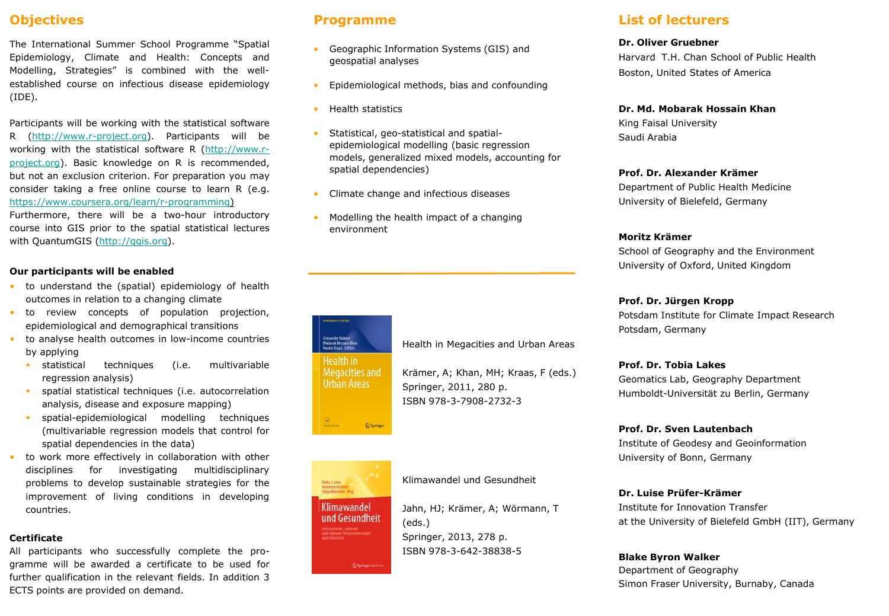## Objectives

The International Summer School Programme "Spatial Epidemiology, Climate and Health: Concepts and Modelling, Strategies" is combined with the well-established course on infectious disease epidemiology (IDE).

Participants will be working with the statistical software R (http://www.r-project.org). Participants will be working with the statistical software R (http://www.r-project.org). Basic knowledge on R is recommended, but not an exclusion criterion. For preparation you may consider taking a free online course to learn R (e.g. https://www.coursera.org/learn/r-programming) Furthermore, there will be a two-hour introductory course into GIS prior to the spatial statistical lectures with QuantumGIS (http://qgis.org).

**Our participants will be enabled**

- to understand the (spatial) epidemiology of health outcomes in relation to a changing climate
- to review concepts of population projection, epidemiological and demographical transitions
- to analyse health outcomes in low-income countries by applying
  - statistical techniques (i.e. multivariable regression analysis)
  - spatial statistical techniques (i.e. autocorrelation analysis, disease and exposure mapping)
  - spatial-epidemiological modelling techniques (multivariable regression models that control for spatial dependencies in the data)
- to work more effectively in collaboration with other disciplines for investigating multidisciplinary problems to develop sustainable strategies for the improvement of living conditions in developing countries.

**Certificate**

All participants who successfully complete the pro-gramme will be awarded a certificate to be used for further qualification in the relevant fields. In addition 3 ECTS points are provided on demand.

## Programme

- Geographic Information Systems (GIS) and geospatial analyses
- Epidemiological methods, bias and confounding
- Health statistics
- Statistical, geo-statistical and spatial-epidemiological modelling (basic regression models, generalized mixed models, accounting for spatial dependencies)
- Climate change and infectious diseases
- Modelling the health impact of a changing environment

Health in Megacities and Urban Areas

Krämer, A; Khan, MH; Kraas, F (eds.)
Springer, 2011, 280 p.
ISBN 978-3-7908-2732-3

Klimawandel und Gesundheit

Jahn, HJ; Krämer, A; Wörmann, T (eds.)
Springer, 2013, 278 p.
ISBN 978-3-642-38838-5

## List of lecturers

**Dr. Oliver Gruebner**
Harvard T.H. Chan School of Public Health
Boston, United States of America

**Dr. Md. Mobarak Hossain Khan**
King Faisal University
Saudi Arabia

**Prof. Dr. Alexander Krämer**
Department of Public Health Medicine
University of Bielefeld, Germany

**Moritz Krämer**
School of Geography and the Environment
University of Oxford, United Kingdom

**Prof. Dr. Jürgen Kropp**
Potsdam Institute for Climate Impact Research
Potsdam, Germany

**Prof. Dr. Tobia Lakes**
Geomatics Lab, Geography Department
Humboldt-Universität zu Berlin, Germany

**Prof. Dr. Sven Lautenbach**
Institute of Geodesy and Geoinformation
University of Bonn, Germany

**Dr. Luise Prüfer-Krämer**
Institute for Innovation Transfer
at the University of Bielefeld GmbH (IIT), Germany

**Blake Byron Walker**
Department of Geography
Simon Fraser University, Burnaby, Canada